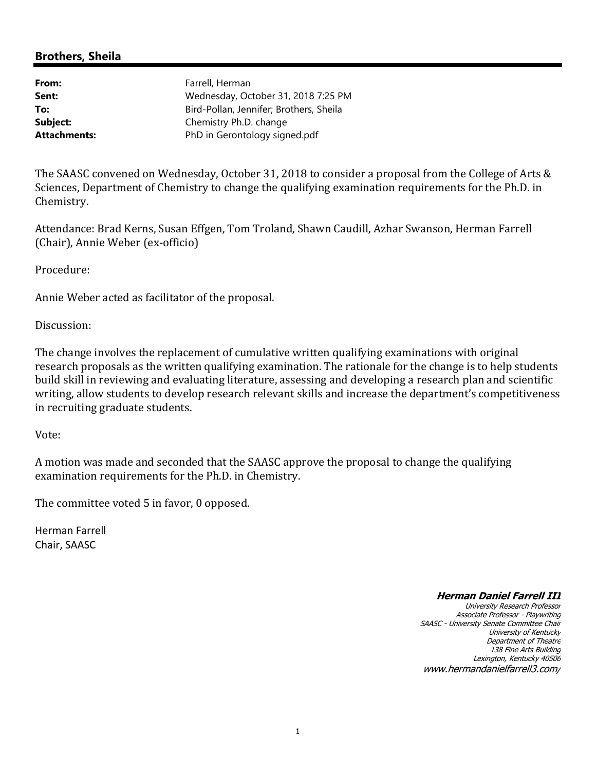## Brothers, Sheila

| | |
|---|---|
| **From:** | Farrell, Herman |
| **Sent:** | Wednesday, October 31, 2018 7:25 PM |
| **To:** | Bird-Pollan, Jennifer; Brothers, Sheila |
| **Subject:** | Chemistry Ph.D. change |
| **Attachments:** | PhD in Gerontology signed.pdf |

The SAASC convened on Wednesday, October 31, 2018 to consider a proposal from the College of Arts & Sciences, Department of Chemistry to change the qualifying examination requirements for the Ph.D. in Chemistry.

Attendance: Brad Kerns, Susan Effgen, Tom Troland, Shawn Caudill, Azhar Swanson, Herman Farrell (Chair), Annie Weber (ex-officio)

Procedure:

Annie Weber acted as facilitator of the proposal.

Discussion:

The change involves the replacement of cumulative written qualifying examinations with original research proposals as the written qualifying examination. The rationale for the change is to help students build skill in reviewing and evaluating literature, assessing and developing a research plan and scientific writing, allow students to develop research relevant skills and increase the department's competitiveness in recruiting graduate students.

Vote:

A motion was made and seconded that the SAASC approve the proposal to change the qualifying examination requirements for the Ph.D. in Chemistry.

The committee voted 5 in favor, 0 opposed.

Herman Farrell
Chair, SAASC

***Herman Daniel Farrell III***
*University Research Professor*
*Associate Professor - Playwriting*
*SAASC - University Senate Committee Chair*
*University of Kentucky*
*Department of Theatre*
*138 Fine Arts Building*
*Lexington, Kentucky 40506*
*www.hermandanielfarrell3.com/*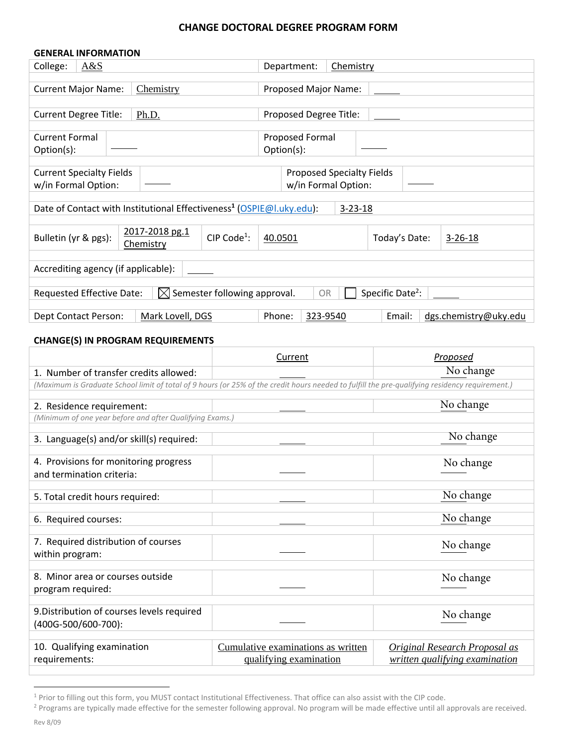# CHANGE DOCTORAL DEGREE PROGRAM FORM

## GENERAL INFORMATION

| | | | |
|---|---|---|---|
| College: | A&S | Department: | Chemistry |
| Current Major Name: | Chemistry | Proposed Major Name: | |
| Current Degree Title: | Ph.D. | Proposed Degree Title: | |
| Current Formal Option(s): | | Proposed Formal Option(s): | |
| Current Specialty Fields w/in Formal Option: | | Proposed Specialty Fields w/in Formal Option: | |

Date of Contact with Institutional Effectiveness[1] (OSPIE@l.uky.edu): 3-23-18

| | | | | | |
|---|---|---|---|---|---|
| Bulletin (yr & pgs): | 2017-2018 pg.1 Chemistry | CIP Code[1]: | 40.0501 | Today's Date: | 3-26-18 |

Accrediting agency (if applicable):

Requested Effective Date: ☒ Semester following approval. OR ☐ Specific Date[2]:

| | | | | | |
|---|---|---|---|---|---|
| Dept Contact Person: | Mark Lovell, DGS | Phone: | 323-9540 | Email: | dgs.chemistry@uky.edu |

## CHANGE(S) IN PROGRAM REQUIREMENTS

| | Current | *Proposed* |
|---|---|---|
| 1. Number of transfer credits allowed: | | No change |
| *(Maximum is Graduate School limit of total of 9 hours (or 25% of the credit hours needed to fulfill the pre-qualifying residency requirement.)* | | |
| 2. Residence requirement: *(Minimum of one year before and after Qualifying Exams.)* | | No change |
| 3. Language(s) and/or skill(s) required: | | No change |
| 4. Provisions for monitoring progress and termination criteria: | | No change |
| 5. Total credit hours required: | | No change |
| 6. Required courses: | | No change |
| 7. Required distribution of courses within program: | | No change |
| 8. Minor area or courses outside program required: | | No change |
| 9. Distribution of courses levels required (400G-500/600-700): | | No change |
| 10. Qualifying examination requirements: | Cumulative examinations as written qualifying examination | *Original Research Proposal as written qualifying examination* |

[1] Prior to filling out this form, you MUST contact Institutional Effectiveness. That office can also assist with the CIP code.
[2] Programs are typically made effective for the semester following approval. No program will be made effective until all approvals are received.

Rev 8/09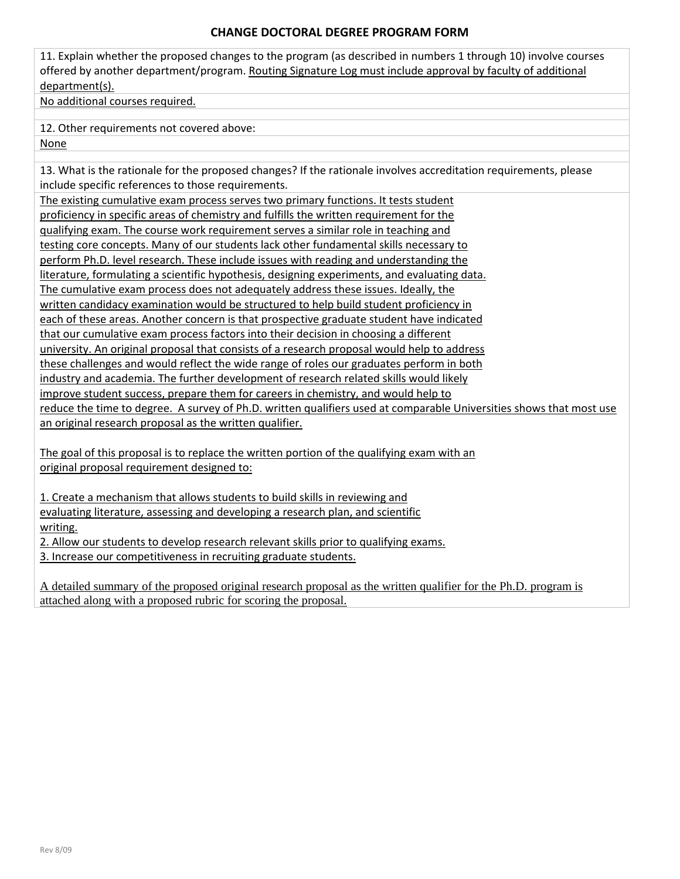## CHANGE DOCTORAL DEGREE PROGRAM FORM

11. Explain whether the proposed changes to the program (as described in numbers 1 through 10) involve courses offered by another department/program. Routing Signature Log must include approval by faculty of additional department(s).

No additional courses required.

12. Other requirements not covered above:

None

13. What is the rationale for the proposed changes? If the rationale involves accreditation requirements, please include specific references to those requirements.

The existing cumulative exam process serves two primary functions. It tests student proficiency in specific areas of chemistry and fulfills the written requirement for the qualifying exam. The course work requirement serves a similar role in teaching and testing core concepts. Many of our students lack other fundamental skills necessary to perform Ph.D. level research. These include issues with reading and understanding the literature, formulating a scientific hypothesis, designing experiments, and evaluating data. The cumulative exam process does not adequately address these issues. Ideally, the written candidacy examination would be structured to help build student proficiency in each of these areas. Another concern is that prospective graduate student have indicated that our cumulative exam process factors into their decision in choosing a different university. An original proposal that consists of a research proposal would help to address these challenges and would reflect the wide range of roles our graduates perform in both industry and academia. The further development of research related skills would likely improve student success, prepare them for careers in chemistry, and would help to reduce the time to degree. A survey of Ph.D. written qualifiers used at comparable Universities shows that most use an original research proposal as the written qualifier.

The goal of this proposal is to replace the written portion of the qualifying exam with an original proposal requirement designed to:

1. Create a mechanism that allows students to build skills in reviewing and evaluating literature, assessing and developing a research plan, and scientific writing.
2. Allow our students to develop research relevant skills prior to qualifying exams.
3. Increase our competitiveness in recruiting graduate students.

A detailed summary of the proposed original research proposal as the written qualifier for the Ph.D. program is attached along with a proposed rubric for scoring the proposal.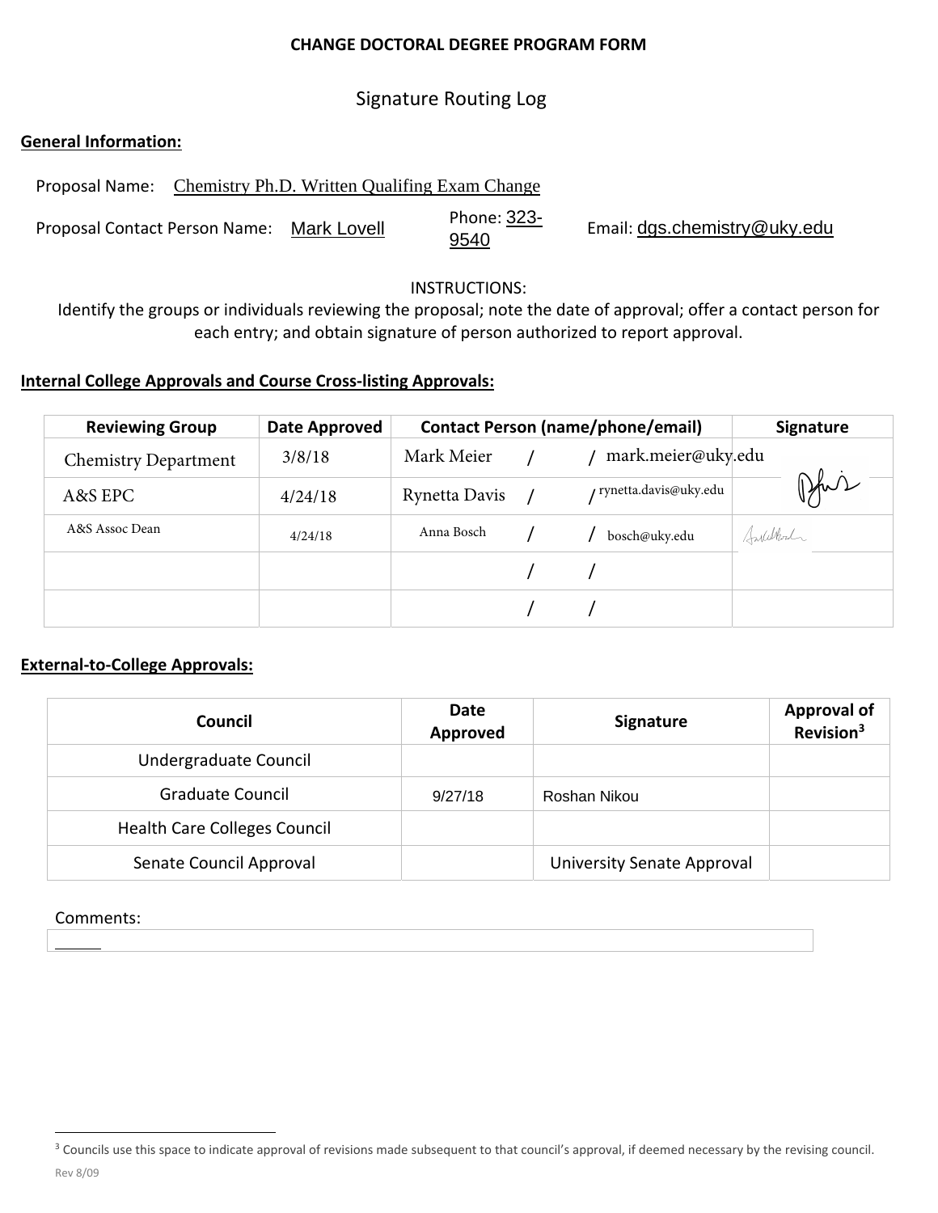**CHANGE DOCTORAL DEGREE PROGRAM FORM**

Signature Routing Log

**General Information:**

Proposal Name: Chemistry Ph.D. Written Qualifing Exam Change

Proposal Contact Person Name: Mark Lovell Phone: 323-9540 Email: dgs.chemistry@uky.edu

INSTRUCTIONS:

Identify the groups or individuals reviewing the proposal; note the date of approval; offer a contact person for each entry; and obtain signature of person authorized to report approval.

**Internal College Approvals and Course Cross-listing Approvals:**

| Reviewing Group | Date Approved | Contact Person (name/phone/email) | Signature |
|---|---|---|---|
| Chemistry Department | 3/8/18 | Mark Meier / / mark.meier@uky.edu | |
| A&S EPC | 4/24/18 | Rynetta Davis / / rynetta.davis@uky.edu | |
| A&S Assoc Dean | 4/24/18 | Anna Bosch / / bosch@uky.edu | |
| | | / / | |
| | | / / | |

**External-to-College Approvals:**

| Council | Date Approved | Signature | Approval of Revision[3] |
|---|---|---|---|
| Undergraduate Council | | | |
| Graduate Council | 9/27/18 | Roshan Nikou | |
| Health Care Colleges Council | | | |
| Senate Council Approval | | University Senate Approval | |

Comments:

[3] Councils use this space to indicate approval of revisions made subsequent to that council's approval, if deemed necessary by the revising council.

Rev 8/09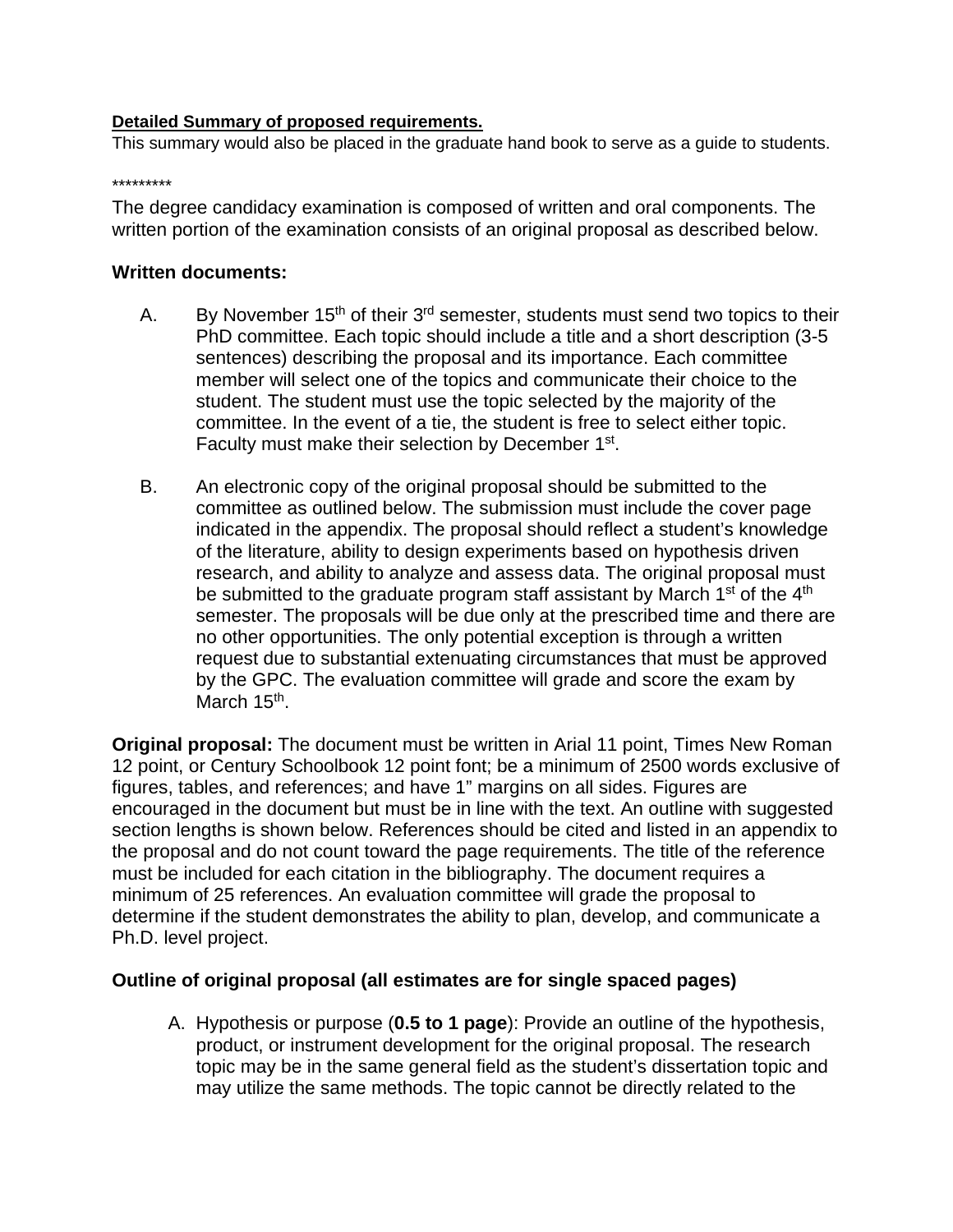**Detailed Summary of proposed requirements.**

This summary would also be placed in the graduate hand book to serve as a guide to students.

*********

The degree candidacy examination is composed of written and oral components. The written portion of the examination consists of an original proposal as described below.

**Written documents:**

A. By November 15th of their 3rd semester, students must send two topics to their PhD committee. Each topic should include a title and a short description (3-5 sentences) describing the proposal and its importance. Each committee member will select one of the topics and communicate their choice to the student. The student must use the topic selected by the majority of the committee. In the event of a tie, the student is free to select either topic. Faculty must make their selection by December 1st.

B. An electronic copy of the original proposal should be submitted to the committee as outlined below. The submission must include the cover page indicated in the appendix. The proposal should reflect a student's knowledge of the literature, ability to design experiments based on hypothesis driven research, and ability to analyze and assess data. The original proposal must be submitted to the graduate program staff assistant by March 1st of the 4th semester. The proposals will be due only at the prescribed time and there are no other opportunities. The only potential exception is through a written request due to substantial extenuating circumstances that must be approved by the GPC. The evaluation committee will grade and score the exam by March 15th.

**Original proposal:** The document must be written in Arial 11 point, Times New Roman 12 point, or Century Schoolbook 12 point font; be a minimum of 2500 words exclusive of figures, tables, and references; and have 1" margins on all sides. Figures are encouraged in the document but must be in line with the text. An outline with suggested section lengths is shown below. References should be cited and listed in an appendix to the proposal and do not count toward the page requirements. The title of the reference must be included for each citation in the bibliography. The document requires a minimum of 25 references. An evaluation committee will grade the proposal to determine if the student demonstrates the ability to plan, develop, and communicate a Ph.D. level project.

**Outline of original proposal (all estimates are for single spaced pages)**

A. Hypothesis or purpose (**0.5 to 1 page**): Provide an outline of the hypothesis, product, or instrument development for the original proposal. The research topic may be in the same general field as the student's dissertation topic and may utilize the same methods. The topic cannot be directly related to the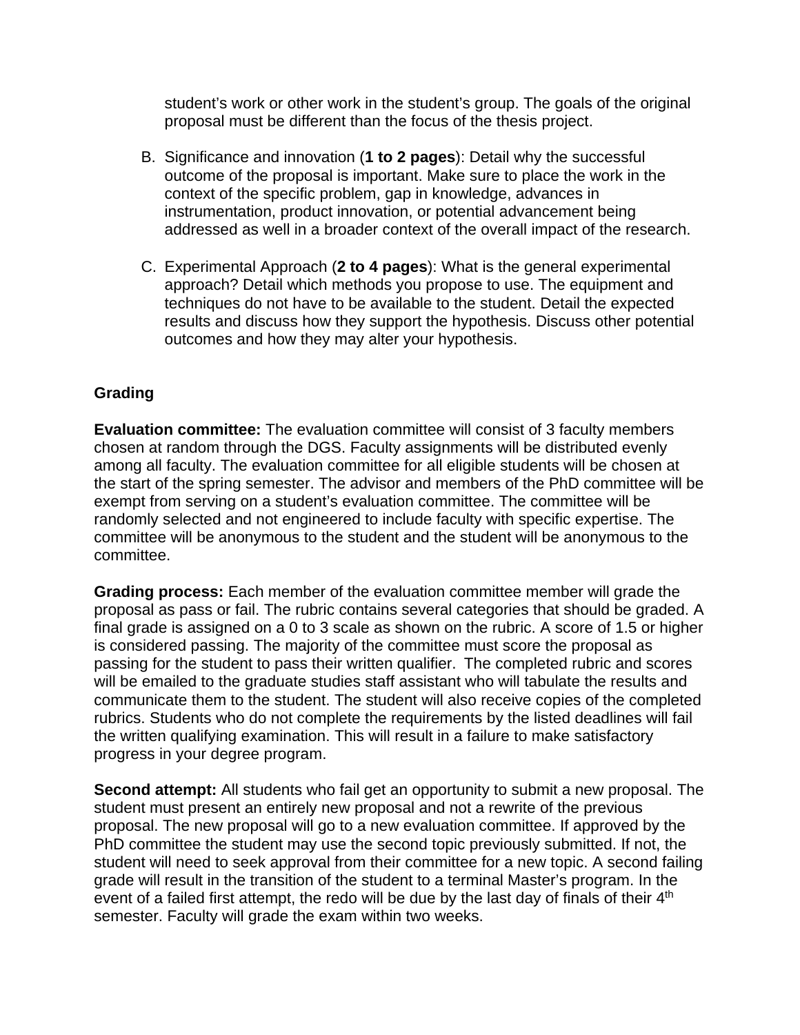student's work or other work in the student's group. The goals of the original proposal must be different than the focus of the thesis project.

B. Significance and innovation (**1 to 2 pages**): Detail why the successful outcome of the proposal is important. Make sure to place the work in the context of the specific problem, gap in knowledge, advances in instrumentation, product innovation, or potential advancement being addressed as well in a broader context of the overall impact of the research.

C. Experimental Approach (**2 to 4 pages**): What is the general experimental approach? Detail which methods you propose to use. The equipment and techniques do not have to be available to the student. Detail the expected results and discuss how they support the hypothesis. Discuss other potential outcomes and how they may alter your hypothesis.

**Grading**

**Evaluation committee:** The evaluation committee will consist of 3 faculty members chosen at random through the DGS. Faculty assignments will be distributed evenly among all faculty. The evaluation committee for all eligible students will be chosen at the start of the spring semester. The advisor and members of the PhD committee will be exempt from serving on a student's evaluation committee. The committee will be randomly selected and not engineered to include faculty with specific expertise. The committee will be anonymous to the student and the student will be anonymous to the committee.

**Grading process:** Each member of the evaluation committee member will grade the proposal as pass or fail. The rubric contains several categories that should be graded. A final grade is assigned on a 0 to 3 scale as shown on the rubric. A score of 1.5 or higher is considered passing. The majority of the committee must score the proposal as passing for the student to pass their written qualifier. The completed rubric and scores will be emailed to the graduate studies staff assistant who will tabulate the results and communicate them to the student. The student will also receive copies of the completed rubrics. Students who do not complete the requirements by the listed deadlines will fail the written qualifying examination. This will result in a failure to make satisfactory progress in your degree program.

**Second attempt:** All students who fail get an opportunity to submit a new proposal. The student must present an entirely new proposal and not a rewrite of the previous proposal. The new proposal will go to a new evaluation committee. If approved by the PhD committee the student may use the second topic previously submitted. If not, the student will need to seek approval from their committee for a new topic. A second failing grade will result in the transition of the student to a terminal Master's program. In the event of a failed first attempt, the redo will be due by the last day of finals of their 4th semester. Faculty will grade the exam within two weeks.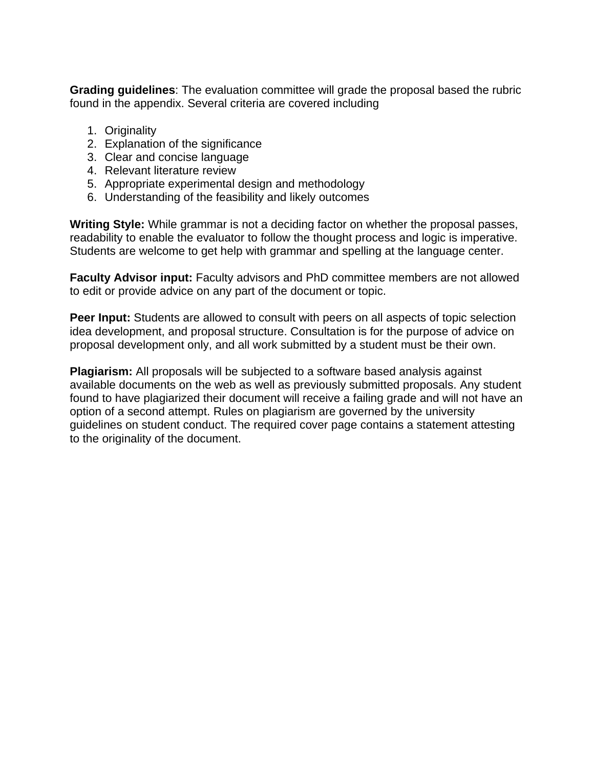**Grading guidelines**: The evaluation committee will grade the proposal based the rubric found in the appendix. Several criteria are covered including

1. Originality
2. Explanation of the significance
3. Clear and concise language
4. Relevant literature review
5. Appropriate experimental design and methodology
6. Understanding of the feasibility and likely outcomes

**Writing Style:** While grammar is not a deciding factor on whether the proposal passes, readability to enable the evaluator to follow the thought process and logic is imperative. Students are welcome to get help with grammar and spelling at the language center.

**Faculty Advisor input:** Faculty advisors and PhD committee members are not allowed to edit or provide advice on any part of the document or topic.

**Peer Input:** Students are allowed to consult with peers on all aspects of topic selection idea development, and proposal structure. Consultation is for the purpose of advice on proposal development only, and all work submitted by a student must be their own.

**Plagiarism:** All proposals will be subjected to a software based analysis against available documents on the web as well as previously submitted proposals. Any student found to have plagiarized their document will receive a failing grade and will not have an option of a second attempt. Rules on plagiarism are governed by the university guidelines on student conduct. The required cover page contains a statement attesting to the originality of the document.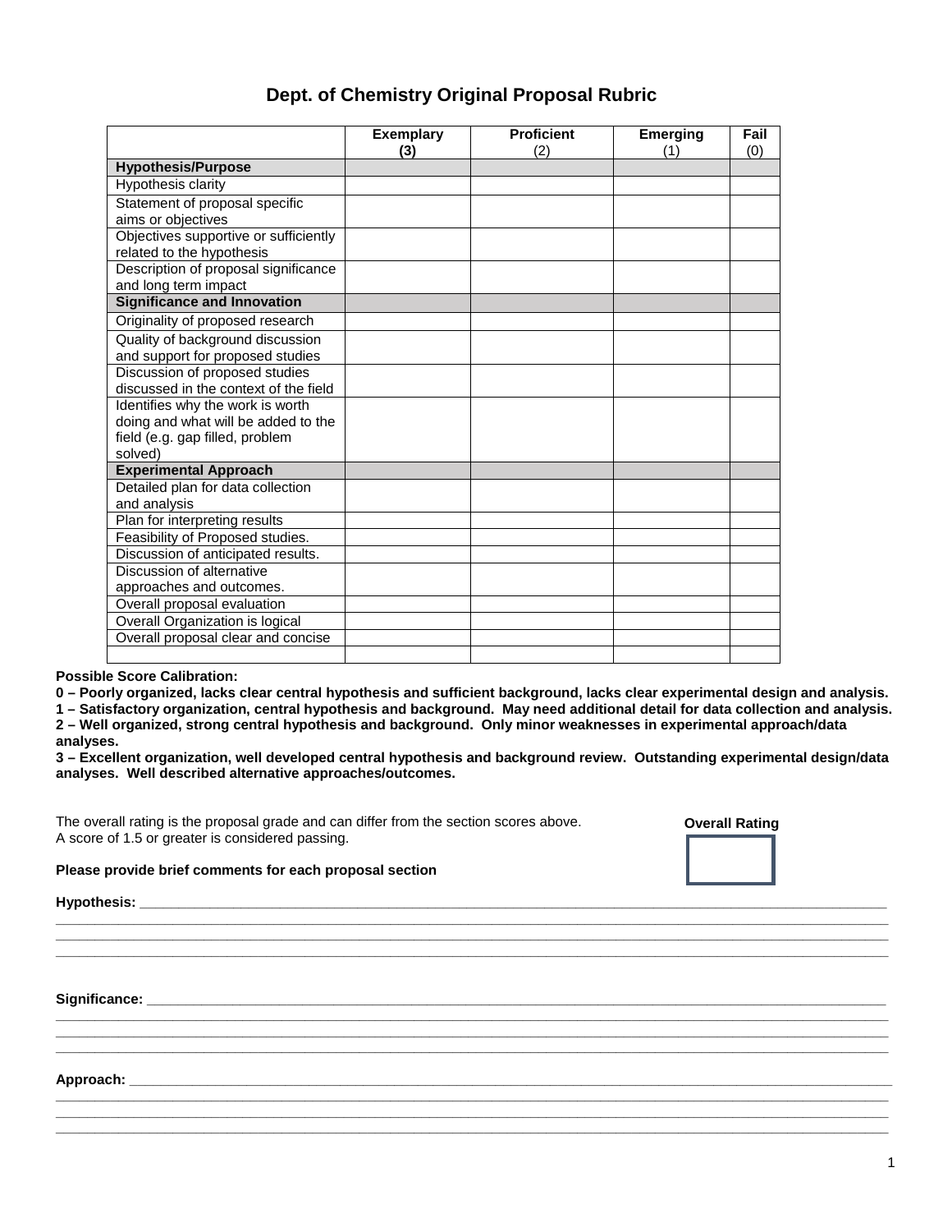# Dept. of Chemistry Original Proposal Rubric

| | **Exemplary (3)** | **Proficient** (2) | **Emerging** (1) | **Fail** (0) |
|---|---|---|---|---|
| **Hypothesis/Purpose** | | | | |
| Hypothesis clarity | | | | |
| Statement of proposal specific aims or objectives | | | | |
| Objectives supportive or sufficiently related to the hypothesis | | | | |
| Description of proposal significance and long term impact | | | | |
| **Significance and Innovation** | | | | |
| Originality of proposed research | | | | |
| Quality of background discussion and support for proposed studies | | | | |
| Discussion of proposed studies discussed in the context of the field | | | | |
| Identifies why the work is worth doing and what will be added to the field (e.g. gap filled, problem solved) | | | | |
| **Experimental Approach** | | | | |
| Detailed plan for data collection and analysis | | | | |
| Plan for interpreting results | | | | |
| Feasibility of Proposed studies. | | | | |
| Discussion of anticipated results. | | | | |
| Discussion of alternative approaches and outcomes. | | | | |
| Overall proposal evaluation | | | | |
| Overall Organization is logical | | | | |
| Overall proposal clear and concise | | | | |
| | | | | |

**Possible Score Calibration:**

**0 – Poorly organized, lacks clear central hypothesis and sufficient background, lacks clear experimental design and analysis.**

**1 – Satisfactory organization, central hypothesis and background. May need additional detail for data collection and analysis.**

**2 – Well organized, strong central hypothesis and background. Only minor weaknesses in experimental approach/data analyses.**

**3 – Excellent organization, well developed central hypothesis and background review. Outstanding experimental design/data analyses. Well described alternative approaches/outcomes.**

The overall rating is the proposal grade and can differ from the section scores above.
A score of 1.5 or greater is considered passing.

**Overall Rating**

**Please provide brief comments for each proposal section**

**Hypothesis:** ____________________________________________________________
____________________________________________________________
____________________________________________________________
____________________________________________________________

**Significance:** ____________________________________________________________
____________________________________________________________
____________________________________________________________
____________________________________________________________

**Approach:** ____________________________________________________________
____________________________________________________________
____________________________________________________________
____________________________________________________________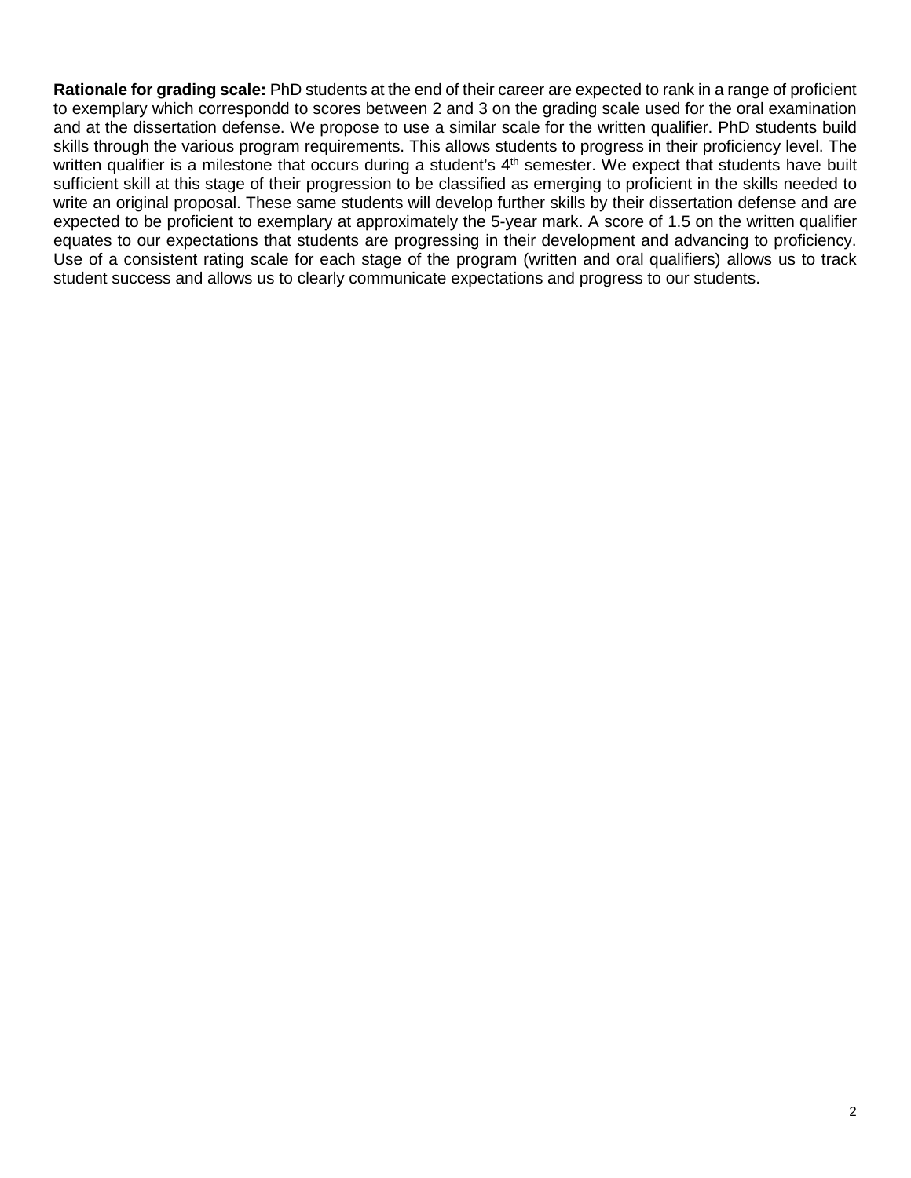**Rationale for grading scale:** PhD students at the end of their career are expected to rank in a range of proficient to exemplary which correspondd to scores between 2 and 3 on the grading scale used for the oral examination and at the dissertation defense. We propose to use a similar scale for the written qualifier. PhD students build skills through the various program requirements. This allows students to progress in their proficiency level. The written qualifier is a milestone that occurs during a student's 4th semester. We expect that students have built sufficient skill at this stage of their progression to be classified as emerging to proficient in the skills needed to write an original proposal. These same students will develop further skills by their dissertation defense and are expected to be proficient to exemplary at approximately the 5-year mark. A score of 1.5 on the written qualifier equates to our expectations that students are progressing in their development and advancing to proficiency. Use of a consistent rating scale for each stage of the program (written and oral qualifiers) allows us to track student success and allows us to clearly communicate expectations and progress to our students.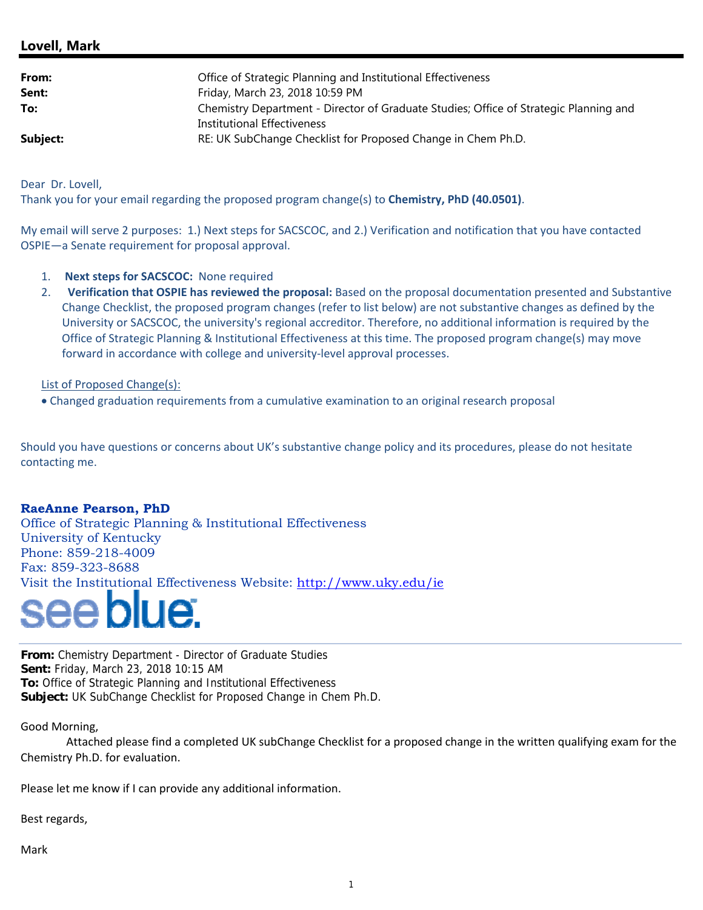## Lovell, Mark

| | |
|---|---|
| **From:** | Office of Strategic Planning and Institutional Effectiveness |
| **Sent:** | Friday, March 23, 2018 10:59 PM |
| **To:** | Chemistry Department - Director of Graduate Studies; Office of Strategic Planning and Institutional Effectiveness |
| **Subject:** | RE: UK SubChange Checklist for Proposed Change in Chem Ph.D. |

Dear Dr. Lovell,
Thank you for your email regarding the proposed program change(s) to **Chemistry, PhD (40.0501)**.

My email will serve 2 purposes: 1.) Next steps for SACSCOC, and 2.) Verification and notification that you have contacted OSPIE—a Senate requirement for proposal approval.

1. **Next steps for SACSCOC:** None required
2. **Verification that OSPIE has reviewed the proposal:** Based on the proposal documentation presented and Substantive Change Checklist, the proposed program changes (refer to list below) are not substantive changes as defined by the University or SACSCOC, the university's regional accreditor. Therefore, no additional information is required by the Office of Strategic Planning & Institutional Effectiveness at this time. The proposed program change(s) may move forward in accordance with college and university-level approval processes.

List of Proposed Change(s):

- Changed graduation requirements from a cumulative examination to an original research proposal

Should you have questions or concerns about UK's substantive change policy and its procedures, please do not hesitate contacting me.

**RaeAnne Pearson, PhD**
Office of Strategic Planning & Institutional Effectiveness
University of Kentucky
Phone: 859-218-4009
Fax: 859-323-8688
Visit the Institutional Effectiveness Website: http://www.uky.edu/ie

see blue.

---

**From:** Chemistry Department - Director of Graduate Studies
**Sent:** Friday, March 23, 2018 10:15 AM
**To:** Office of Strategic Planning and Institutional Effectiveness
**Subject:** UK SubChange Checklist for Proposed Change in Chem Ph.D.

Good Morning,

Attached please find a completed UK subChange Checklist for a proposed change in the written qualifying exam for the Chemistry Ph.D. for evaluation.

Please let me know if I can provide any additional information.

Best regards,

Mark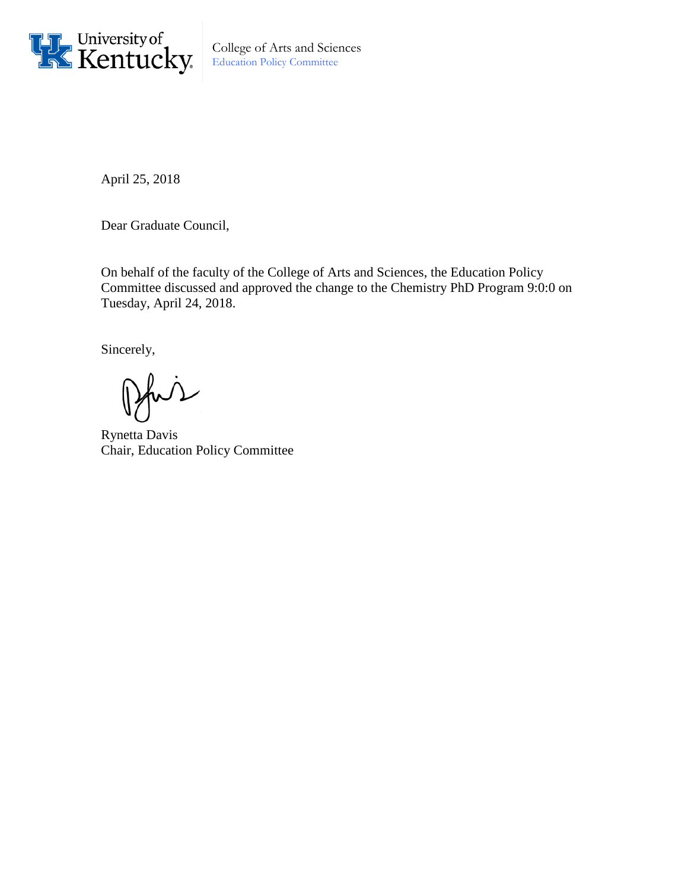University of Kentucky

College of Arts and Sciences
Education Policy Committee

April 25, 2018

Dear Graduate Council,

On behalf of the faculty of the College of Arts and Sciences, the Education Policy Committee discussed and approved the change to the Chemistry PhD Program 9:0:0 on Tuesday, April 24, 2018.

Sincerely,

Rynetta Davis
Chair, Education Policy Committee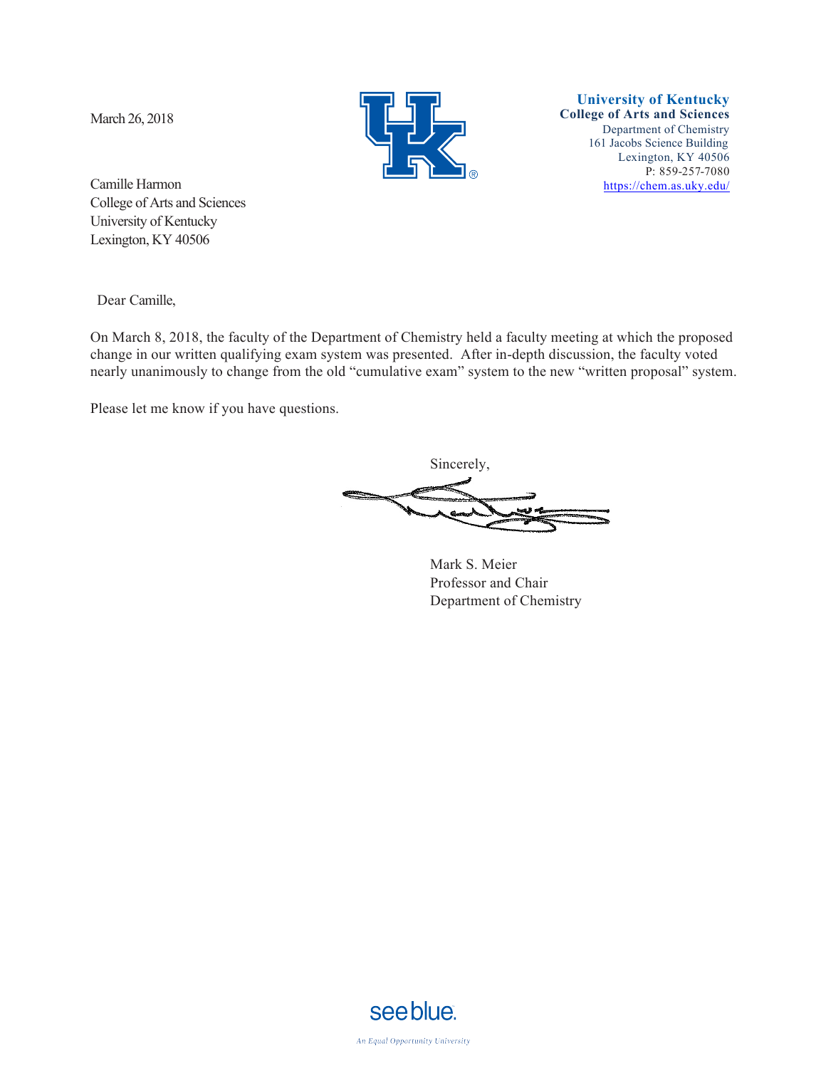March 26, 2018

**University of Kentucky**
**College of Arts and Sciences**
Department of Chemistry
161 Jacobs Science Building
Lexington, KY 40506
P: 859-257-7080
https://chem.as.uky.edu/

Camille Harmon
College of Arts and Sciences
University of Kentucky
Lexington, KY 40506

Dear Camille,

On March 8, 2018, the faculty of the Department of Chemistry held a faculty meeting at which the proposed change in our written qualifying exam system was presented. After in-depth discussion, the faculty voted nearly unanimously to change from the old "cumulative exam" system to the new "written proposal" system.

Please let me know if you have questions.

Sincerely,

Mark S. Meier
Professor and Chair
Department of Chemistry

seeblue.

*An Equal Opportunity University*